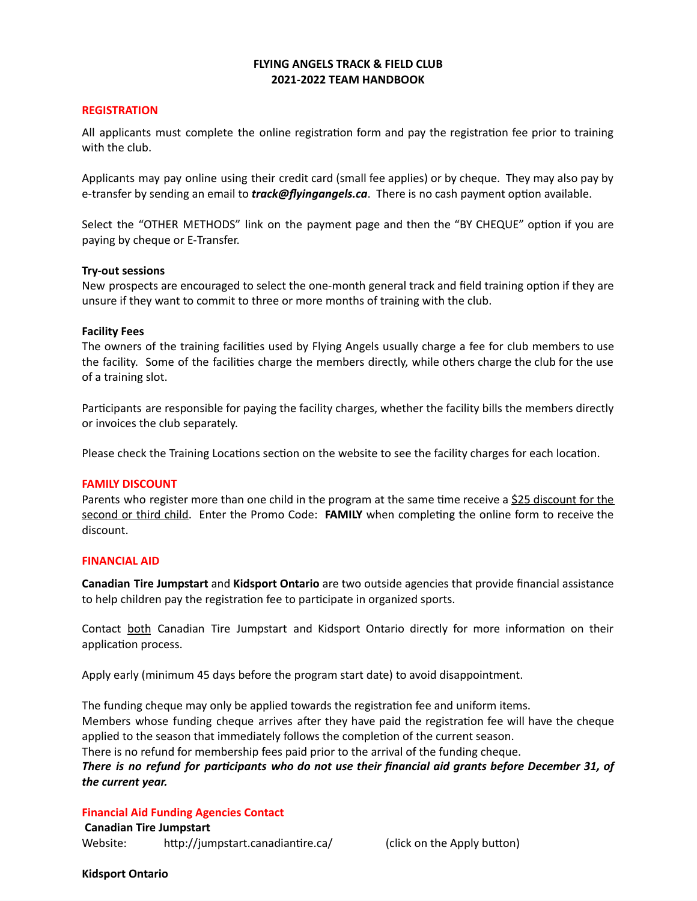# FLYING ANGELS TRACK & FIELD CLUB
# 2021-2022 TEAM HANDBOOK

## REGISTRATION

All applicants must complete the online registration form and pay the registration fee prior to training with the club.

Applicants may pay online using their credit card (small fee applies) or by cheque. They may also pay by e-transfer by sending an email to ***track@flyingangels.ca***. There is no cash payment option available.

Select the "OTHER METHODS" link on the payment page and then the "BY CHEQUE" option if you are paying by cheque or E-Transfer.

### Try-out sessions

New prospects are encouraged to select the one-month general track and field training option if they are unsure if they want to commit to three or more months of training with the club.

### Facility Fees

The owners of the training facilities used by Flying Angels usually charge a fee for club members to use the facility. Some of the facilities charge the members directly, while others charge the club for the use of a training slot.

Participants are responsible for paying the facility charges, whether the facility bills the members directly or invoices the club separately.

Please check the Training Locations section on the website to see the facility charges for each location.

## FAMILY DISCOUNT

Parents who register more than one child in the program at the same time receive a <u>$25 discount for the second or third child</u>. Enter the Promo Code: **FAMILY** when completing the online form to receive the discount.

## FINANCIAL AID

**Canadian Tire Jumpstart** and **Kidsport Ontario** are two outside agencies that provide financial assistance to help children pay the registration fee to participate in organized sports.

Contact <u>both</u> Canadian Tire Jumpstart and Kidsport Ontario directly for more information on their application process.

Apply early (minimum 45 days before the program start date) to avoid disappointment.

The funding cheque may only be applied towards the registration fee and uniform items.
Members whose funding cheque arrives after they have paid the registration fee will have the cheque applied to the season that immediately follows the completion of the current season.
There is no refund for membership fees paid prior to the arrival of the funding cheque.
***There is no refund for participants who do not use their financial aid grants before December 31, of the current year.***

## Financial Aid Funding Agencies Contact

**Canadian Tire Jumpstart**
Website: http://jumpstart.canadiantire.ca/ (click on the Apply button)

**Kidsport Ontario**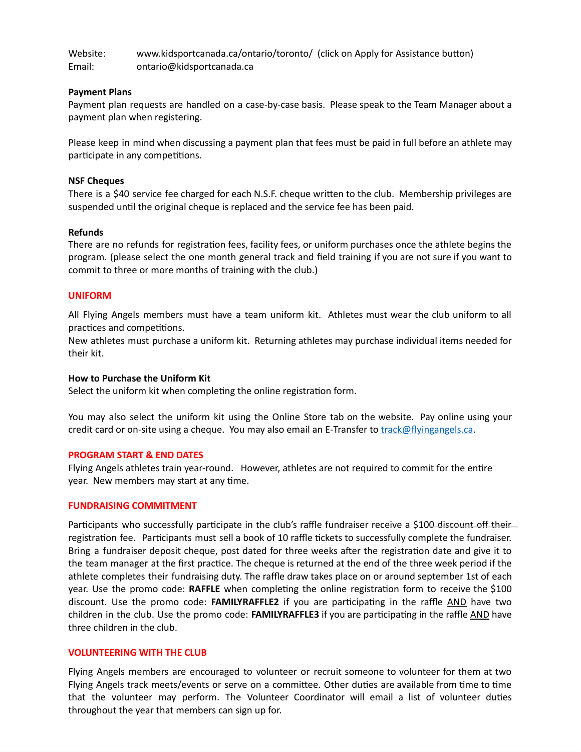Website: www.kidsportcanada.ca/ontario/toronto/ (click on Apply for Assistance button)
Email: ontario@kidsportcanada.ca

**Payment Plans**

Payment plan requests are handled on a case-by-case basis. Please speak to the Team Manager about a payment plan when registering.

Please keep in mind when discussing a payment plan that fees must be paid in full before an athlete may participate in any competitions.

**NSF Cheques**

There is a $40 service fee charged for each N.S.F. cheque written to the club. Membership privileges are suspended until the original cheque is replaced and the service fee has been paid.

**Refunds**

There are no refunds for registration fees, facility fees, or uniform purchases once the athlete begins the program. (please select the one month general track and field training if you are not sure if you want to commit to three or more months of training with the club.)

## UNIFORM

All Flying Angels members must have a team uniform kit. Athletes must wear the club uniform to all practices and competitions.
New athletes must purchase a uniform kit. Returning athletes may purchase individual items needed for their kit.

**How to Purchase the Uniform Kit**

Select the uniform kit when completing the online registration form.

You may also select the uniform kit using the Online Store tab on the website. Pay online using your credit card or on-site using a cheque. You may also email an E-Transfer to track@flyingangels.ca.

## PROGRAM START & END DATES

Flying Angels athletes train year-round. However, athletes are not required to commit for the entire year. New members may start at any time.

## FUNDRAISING COMMITMENT

Participants who successfully participate in the club's raffle fundraiser receive a $100 discount off their registration fee. Participants must sell a book of 10 raffle tickets to successfully complete the fundraiser. Bring a fundraiser deposit cheque, post dated for three weeks after the registration date and give it to the team manager at the first practice. The cheque is returned at the end of the three week period if the athlete completes their fundraising duty. The raffle draw takes place on or around september 1st of each year. Use the promo code: **RAFFLE** when completing the online registration form to receive the $100 discount. Use the promo code: **FAMILYRAFFLE2** if you are participating in the raffle AND have two children in the club. Use the promo code: **FAMILYRAFFLE3** if you are participating in the raffle AND have three children in the club.

## VOLUNTEERING WITH THE CLUB

Flying Angels members are encouraged to volunteer or recruit someone to volunteer for them at two Flying Angels track meets/events or serve on a committee. Other duties are available from time to time that the volunteer may perform. The Volunteer Coordinator will email a list of volunteer duties throughout the year that members can sign up for.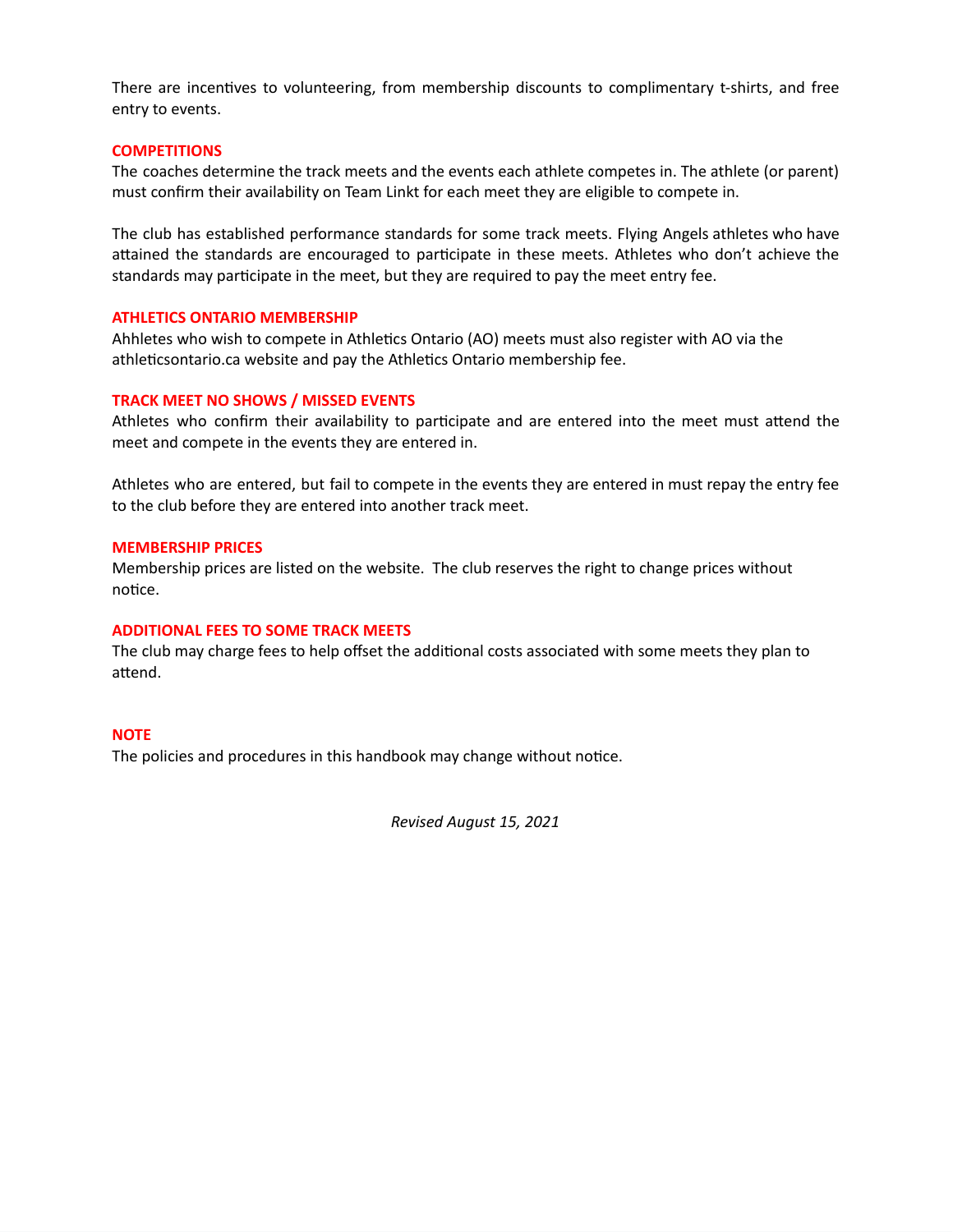There are incentives to volunteering, from membership discounts to complimentary t-shirts, and free entry to events.

## COMPETITIONS

The coaches determine the track meets and the events each athlete competes in. The athlete (or parent) must confirm their availability on Team Linkt for each meet they are eligible to compete in.

The club has established performance standards for some track meets. Flying Angels athletes who have attained the standards are encouraged to participate in these meets. Athletes who don't achieve the standards may participate in the meet, but they are required to pay the meet entry fee.

## ATHLETICS ONTARIO MEMBERSHIP

Ahhletes who wish to compete in Athletics Ontario (AO) meets must also register with AO via the athleticsontario.ca website and pay the Athletics Ontario membership fee.

## TRACK MEET NO SHOWS / MISSED EVENTS

Athletes who confirm their availability to participate and are entered into the meet must attend the meet and compete in the events they are entered in.

Athletes who are entered, but fail to compete in the events they are entered in must repay the entry fee to the club before they are entered into another track meet.

## MEMBERSHIP PRICES

Membership prices are listed on the website. The club reserves the right to change prices without notice.

## ADDITIONAL FEES TO SOME TRACK MEETS

The club may charge fees to help offset the additional costs associated with some meets they plan to attend.

## NOTE

The policies and procedures in this handbook may change without notice.

*Revised August 15, 2021*